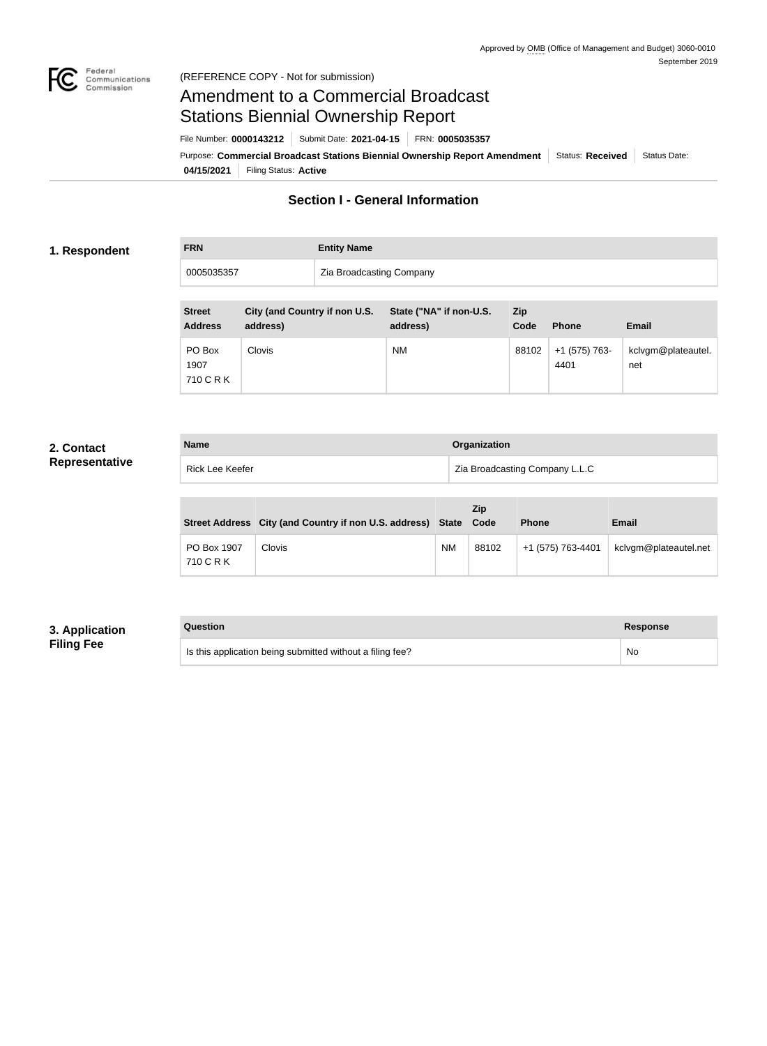Approved by OMB (Office of Management and Budget) 3060-0010
September 2019

(REFERENCE COPY - Not for submission)

# Amendment to a Commercial Broadcast Stations Biennial Ownership Report

File Number: **0000143212** | Submit Date: **2021-04-15** | FRN: **0005035357**

Purpose: **Commercial Broadcast Stations Biennial Ownership Report Amendment** | Status: **Received** | Status Date: **04/15/2021** | Filing Status: **Active**

## Section I - General Information

### 1. Respondent

| FRN | Entity Name |
|---|---|
| 0005035357 | Zia Broadcasting Company |

| Street Address | City (and Country if non U.S. address) | State ("NA" if non-U.S. address) | Zip Code | Phone | Email |
|---|---|---|---|---|---|
| PO Box 1907 710 C R K | Clovis | NM | 88102 | +1 (575) 763-4401 | kclvgm@plateautel.net |

### 2. Contact Representative

| Name | Organization |
|---|---|
| Rick Lee Keefer | Zia Broadcasting Company L.L.C |

| Street Address | City (and Country if non U.S. address) | State | Zip Code | Phone | Email |
|---|---|---|---|---|---|
| PO Box 1907 710 C R K | Clovis | NM | 88102 | +1 (575) 763-4401 | kclvgm@plateautel.net |

### 3. Application Filing Fee

| Question | Response |
|---|---|
| Is this application being submitted without a filing fee? | No |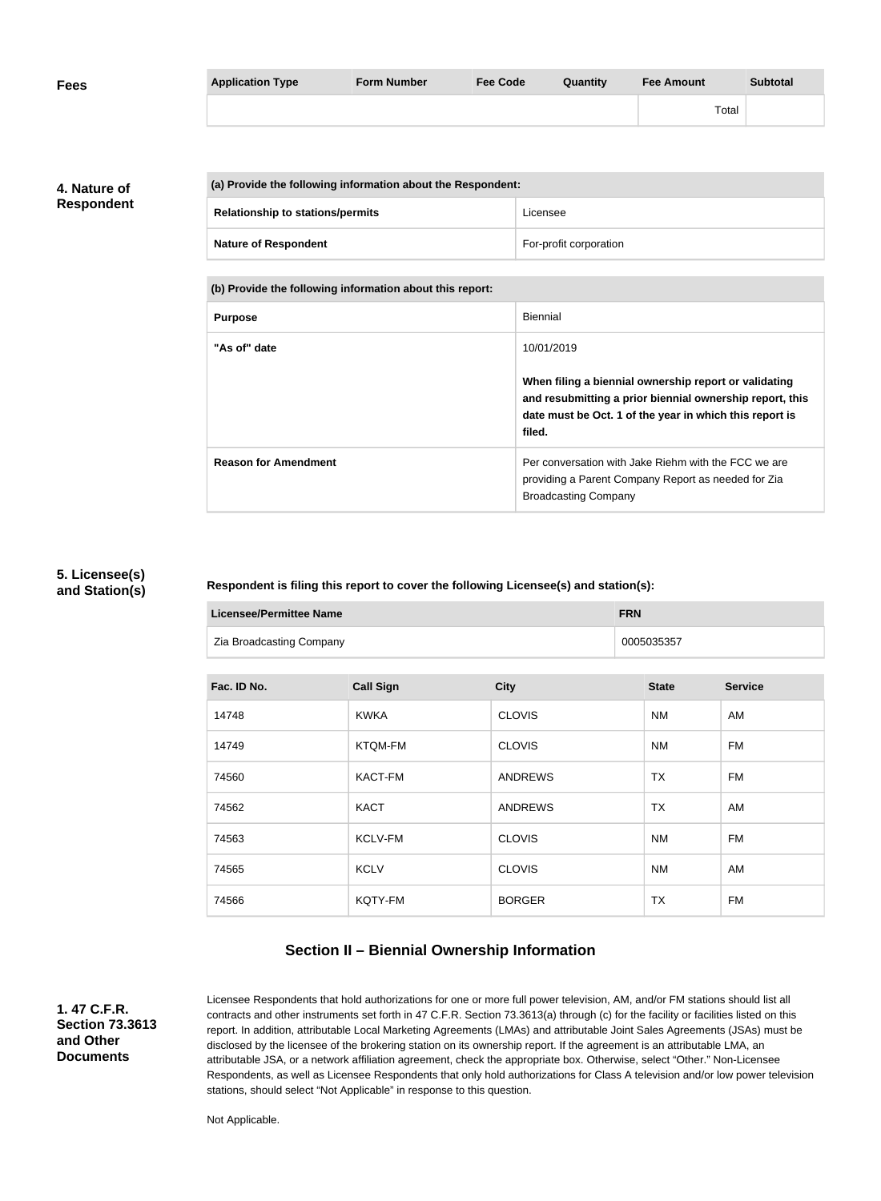**Fees**

| Application Type | Form Number | Fee Code | Quantity | Fee Amount | Subtotal |
|---|---|---|---|---|---|
| | | | | Total | |

**4. Nature of Respondent**

| (a) Provide the following information about the Respondent: | |
|---|---|
| **Relationship to stations/permits** | Licensee |
| **Nature of Respondent** | For-profit corporation |

| (b) Provide the following information about this report: | |
|---|---|
| **Purpose** | Biennial |
| **"As of" date** | 10/01/2019<br><br>**When filing a biennial ownership report or validating and resubmitting a prior biennial ownership report, this date must be Oct. 1 of the year in which this report is filed.** |
| **Reason for Amendment** | Per conversation with Jake Riehm with the FCC we are providing a Parent Company Report as needed for Zia Broadcasting Company |

**5. Licensee(s) and Station(s)**

**Respondent is filing this report to cover the following Licensee(s) and station(s):**

| Licensee/Permittee Name | FRN |
|---|---|
| Zia Broadcasting Company | 0005035357 |

| Fac. ID No. | Call Sign | City | State | Service |
|---|---|---|---|---|
| 14748 | KWKA | CLOVIS | NM | AM |
| 14749 | KTQM-FM | CLOVIS | NM | FM |
| 74560 | KACT-FM | ANDREWS | TX | FM |
| 74562 | KACT | ANDREWS | TX | AM |
| 74563 | KCLV-FM | CLOVIS | NM | FM |
| 74565 | KCLV | CLOVIS | NM | AM |
| 74566 | KQTY-FM | BORGER | TX | FM |

## Section II – Biennial Ownership Information

**1. 47 C.F.R. Section 73.3613 and Other Documents**

Licensee Respondents that hold authorizations for one or more full power television, AM, and/or FM stations should list all contracts and other instruments set forth in 47 C.F.R. Section 73.3613(a) through (c) for the facility or facilities listed on this report. In addition, attributable Local Marketing Agreements (LMAs) and attributable Joint Sales Agreements (JSAs) must be disclosed by the licensee of the brokering station on its ownership report. If the agreement is an attributable LMA, an attributable JSA, or a network affiliation agreement, check the appropriate box. Otherwise, select "Other." Non-Licensee Respondents, as well as Licensee Respondents that only hold authorizations for Class A television and/or low power television stations, should select "Not Applicable" in response to this question.

Not Applicable.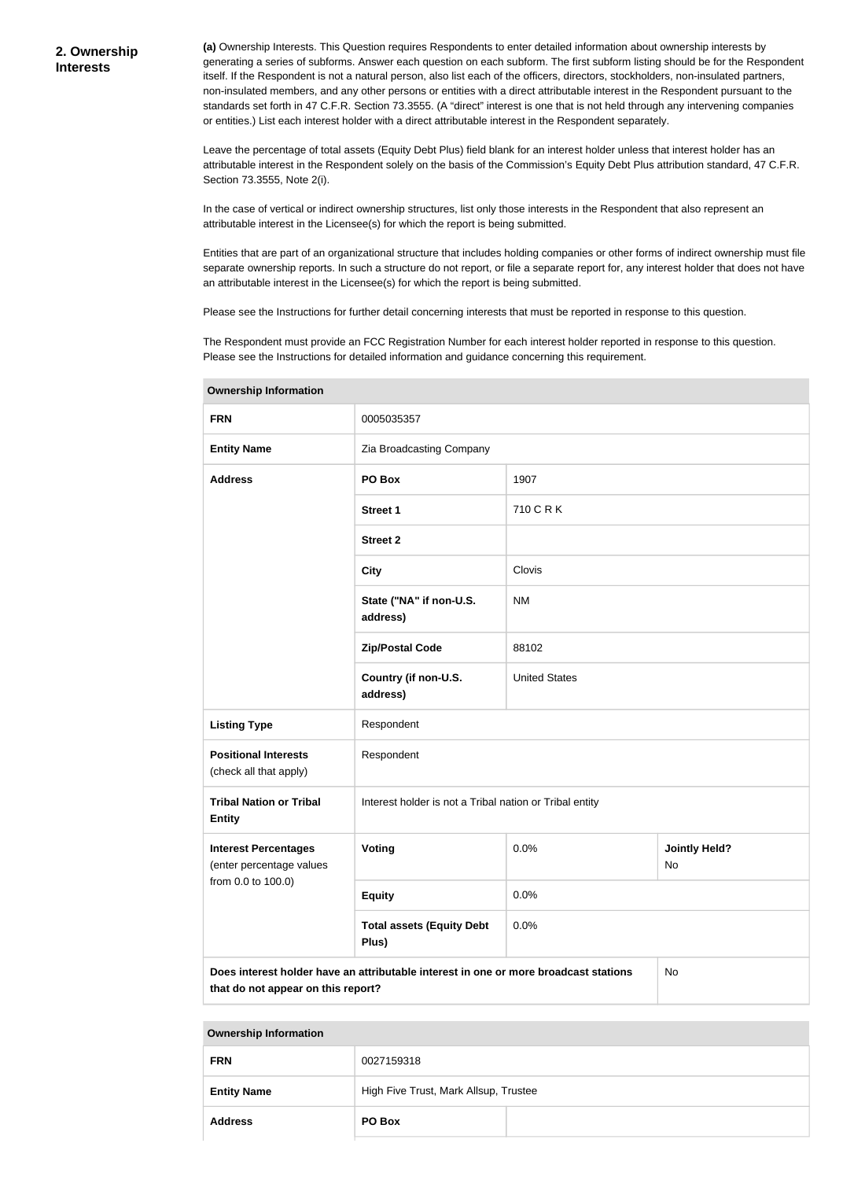## 2. Ownership Interests

**(a)** Ownership Interests. This Question requires Respondents to enter detailed information about ownership interests by generating a series of subforms. Answer each question on each subform. The first subform listing should be for the Respondent itself. If the Respondent is not a natural person, also list each of the officers, directors, stockholders, non-insulated partners, non-insulated members, and any other persons or entities with a direct attributable interest in the Respondent pursuant to the standards set forth in 47 C.F.R. Section 73.3555. (A "direct" interest is one that is not held through any intervening companies or entities.) List each interest holder with a direct attributable interest in the Respondent separately.

Leave the percentage of total assets (Equity Debt Plus) field blank for an interest holder unless that interest holder has an attributable interest in the Respondent solely on the basis of the Commission's Equity Debt Plus attribution standard, 47 C.F.R. Section 73.3555, Note 2(i).

In the case of vertical or indirect ownership structures, list only those interests in the Respondent that also represent an attributable interest in the Licensee(s) for which the report is being submitted.

Entities that are part of an organizational structure that includes holding companies or other forms of indirect ownership must file separate ownership reports. In such a structure do not report, or file a separate report for, any interest holder that does not have an attributable interest in the Licensee(s) for which the report is being submitted.

Please see the Instructions for further detail concerning interests that must be reported in response to this question.

The Respondent must provide an FCC Registration Number for each interest holder reported in response to this question. Please see the Instructions for detailed information and guidance concerning this requirement.

| **Ownership Information** | | | |
|---|---|---|---|
| **FRN** | 0005035357 | | |
| **Entity Name** | Zia Broadcasting Company | | |
| **Address** | **PO Box** | 1907 | |
| | **Street 1** | 710 C R K | |
| | **Street 2** | | |
| | **City** | Clovis | |
| | **State ("NA" if non-U.S. address)** | NM | |
| | **Zip/Postal Code** | 88102 | |
| | **Country (if non-U.S. address)** | United States | |
| **Listing Type** | Respondent | | |
| **Positional Interests** (check all that apply) | Respondent | | |
| **Tribal Nation or Tribal Entity** | Interest holder is not a Tribal nation or Tribal entity | | |
| **Interest Percentages** (enter percentage values from 0.0 to 100.0) | **Voting** | 0.0% | **Jointly Held?** No |
| | **Equity** | 0.0% | |
| | **Total assets (Equity Debt Plus)** | 0.0% | |
| **Does interest holder have an attributable interest in one or more broadcast stations that do not appear on this report?** | | | No |

| **Ownership Information** | | |
|---|---|---|
| **FRN** | 0027159318 | |
| **Entity Name** | High Five Trust, Mark Allsup, Trustee | |
| **Address** | **PO Box** | |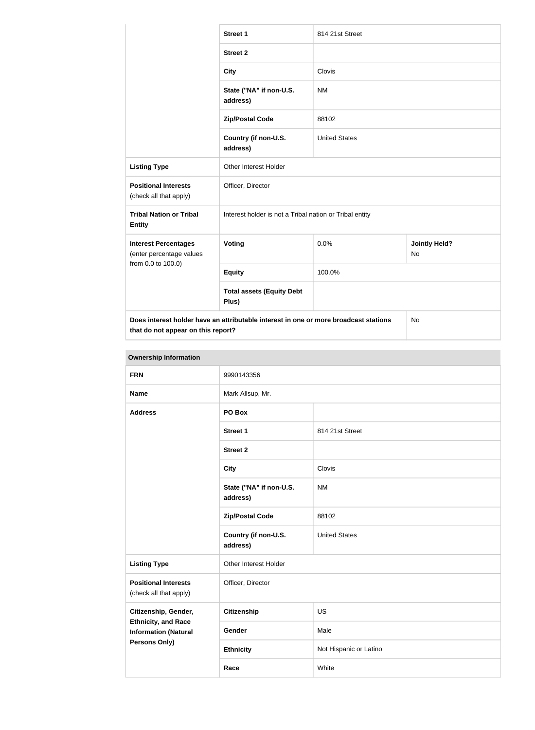| | Street 1 | 814 21st Street | |
|---|---|---|---|
| | Street 2 | | |
| | City | Clovis | |
| | State ("NA" if non-U.S. address) | NM | |
| | Zip/Postal Code | 88102 | |
| | Country (if non-U.S. address) | United States | |
| **Listing Type** | Other Interest Holder | | |
| **Positional Interests** (check all that apply) | Officer, Director | | |
| **Tribal Nation or Tribal Entity** | Interest holder is not a Tribal nation or Tribal entity | | |
| **Interest Percentages** (enter percentage values from 0.0 to 100.0) | **Voting** | 0.0% | **Jointly Held?** No |
| | **Equity** | 100.0% | |
| | **Total assets (Equity Debt Plus)** | | |
| **Does interest holder have an attributable interest in one or more broadcast stations that do not appear on this report?** | | | No |

| Ownership Information | | |
|---|---|---|
| **FRN** | 9990143356 | |
| **Name** | Mark Allsup, Mr. | |
| **Address** | **PO Box** | |
| | **Street 1** | 814 21st Street |
| | **Street 2** | |
| | **City** | Clovis |
| | **State ("NA" if non-U.S. address)** | NM |
| | **Zip/Postal Code** | 88102 |
| | **Country (if non-U.S. address)** | United States |
| **Listing Type** | Other Interest Holder | |
| **Positional Interests** (check all that apply) | Officer, Director | |
| **Citizenship, Gender, Ethnicity, and Race Information (Natural Persons Only)** | **Citizenship** | US |
| | **Gender** | Male |
| | **Ethnicity** | Not Hispanic or Latino |
| | **Race** | White |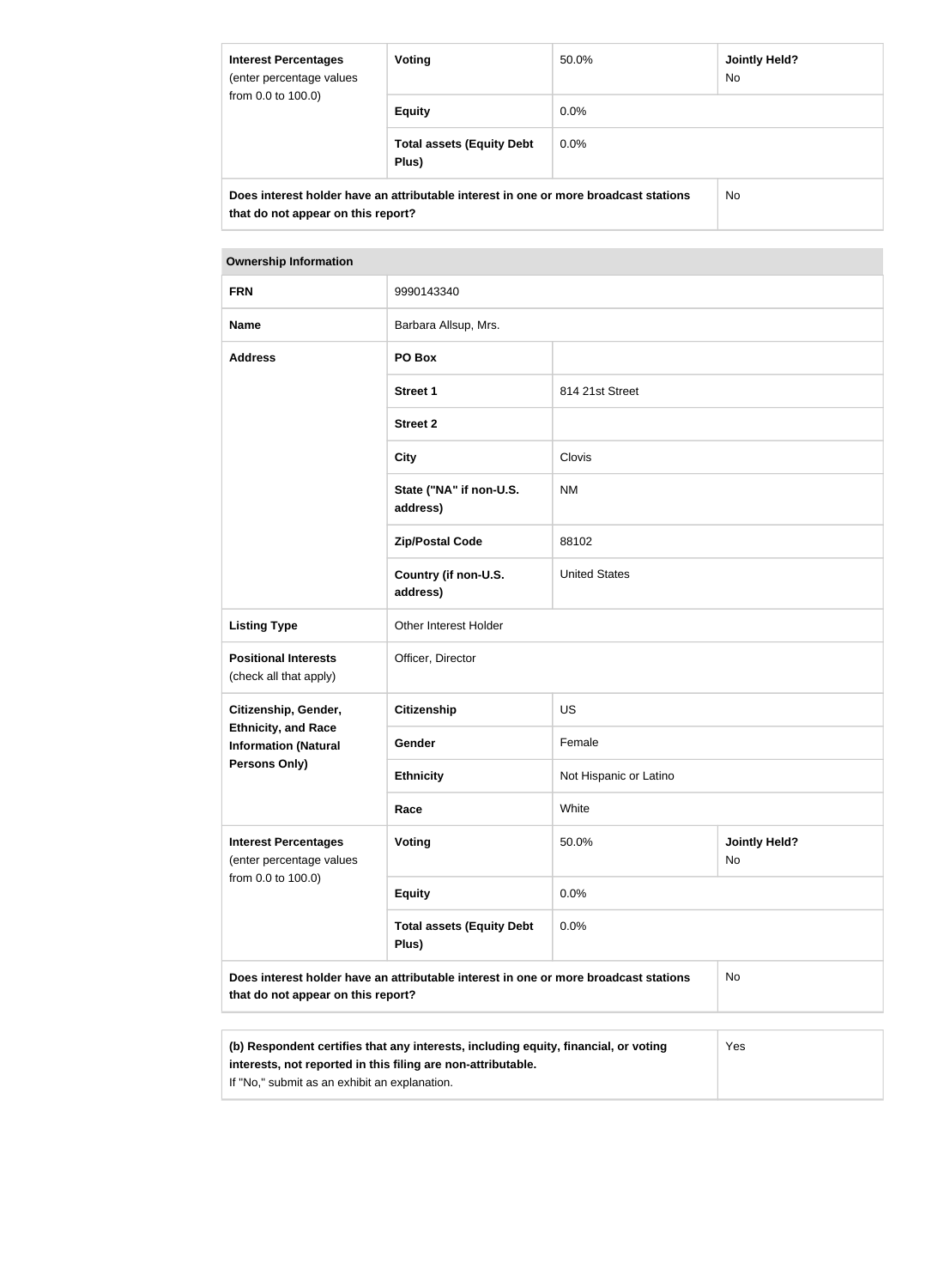| Interest Percentages (enter percentage values from 0.0 to 100.0) | Voting | 50.0% | Jointly Held? No |
|---|---|---|---|
| | Equity | 0.0% | |
| | Total assets (Equity Debt Plus) | 0.0% | |
| Does interest holder have an attributable interest in one or more broadcast stations that do not appear on this report? | | | No |

| Ownership Information | | | |
|---|---|---|---|
| FRN | 9990143340 | | |
| Name | Barbara Allsup, Mrs. | | |
| Address | PO Box | | |
| | Street 1 | 814 21st Street | |
| | Street 2 | | |
| | City | Clovis | |
| | State ("NA" if non-U.S. address) | NM | |
| | Zip/Postal Code | 88102 | |
| | Country (if non-U.S. address) | United States | |
| Listing Type | Other Interest Holder | | |
| Positional Interests (check all that apply) | Officer, Director | | |
| Citizenship, Gender, Ethnicity, and Race Information (Natural Persons Only) | Citizenship | US | |
| | Gender | Female | |
| | Ethnicity | Not Hispanic or Latino | |
| | Race | White | |
| Interest Percentages (enter percentage values from 0.0 to 100.0) | Voting | 50.0% | Jointly Held? No |
| | Equity | 0.0% | |
| | Total assets (Equity Debt Plus) | 0.0% | |
| Does interest holder have an attributable interest in one or more broadcast stations that do not appear on this report? | | | No |

| (b) Respondent certifies that any interests, including equity, financial, or voting interests, not reported in this filing are non-attributable. If "No," submit as an exhibit an explanation. | Yes |
|---|---|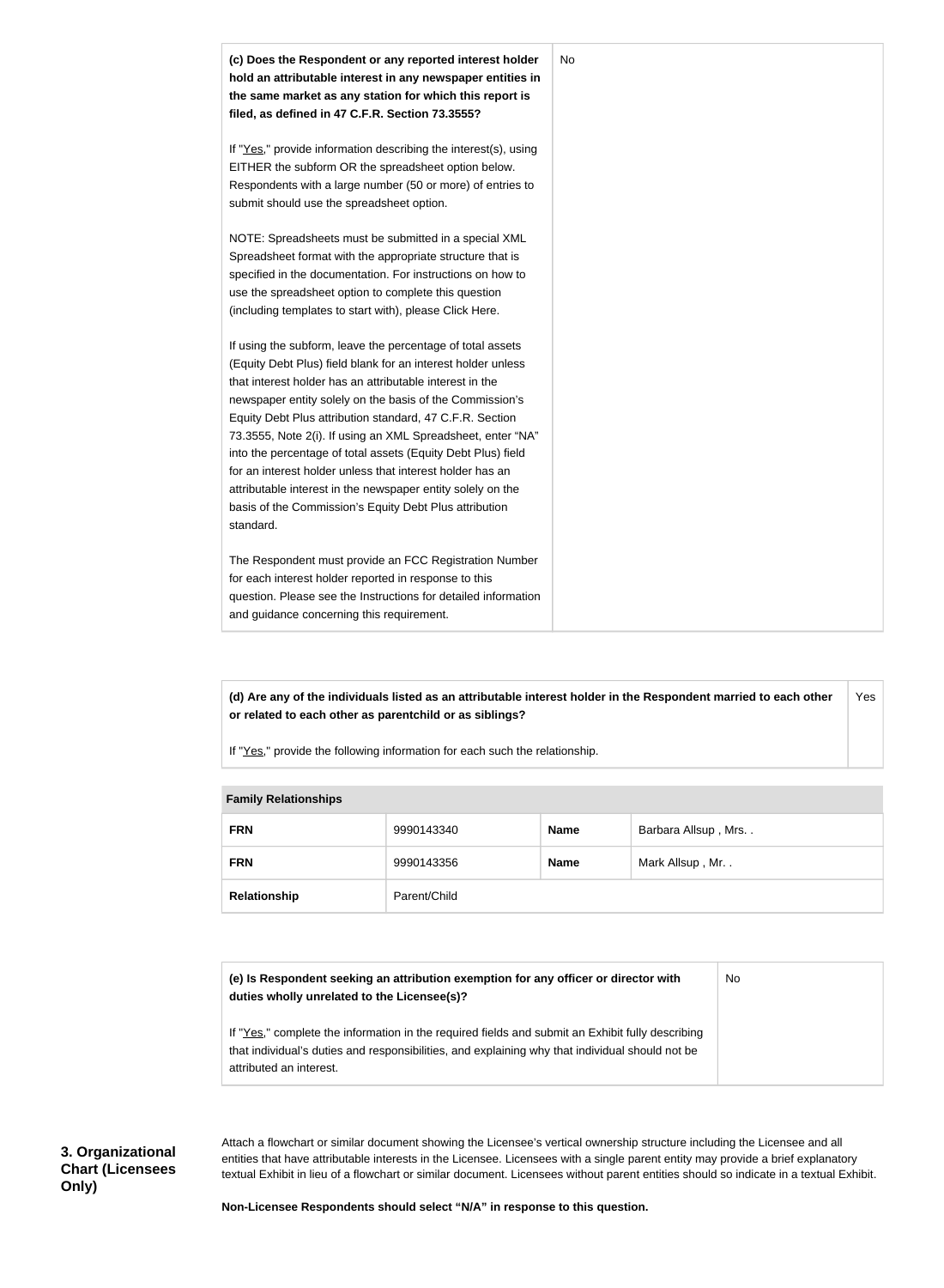| (c) Does the Respondent or any reported interest holder hold an attributable interest in any newspaper entities in the same market as any station for which this report is filed, as defined in 47 C.F.R. Section 73.3555?<br><br>If "Yes," provide information describing the interest(s), using EITHER the subform OR the spreadsheet option below. Respondents with a large number (50 or more) of entries to submit should use the spreadsheet option.<br><br>NOTE: Spreadsheets must be submitted in a special XML Spreadsheet format with the appropriate structure that is specified in the documentation. For instructions on how to use the spreadsheet option to complete this question (including templates to start with), please Click Here.<br><br>If using the subform, leave the percentage of total assets (Equity Debt Plus) field blank for an interest holder unless that interest holder has an attributable interest in the newspaper entity solely on the basis of the Commission's Equity Debt Plus attribution standard, 47 C.F.R. Section 73.3555, Note 2(i). If using an XML Spreadsheet, enter "NA" into the percentage of total assets (Equity Debt Plus) field for an interest holder unless that interest holder has an attributable interest in the newspaper entity solely on the basis of the Commission's Equity Debt Plus attribution standard.<br><br>The Respondent must provide an FCC Registration Number for each interest holder reported in response to this question. Please see the Instructions for detailed information and guidance concerning this requirement. | No |
|---|---|

| (d) Are any of the individuals listed as an attributable interest holder in the Respondent married to each other or related to each other as parentchild or as siblings?<br><br>If "Yes," provide the following information for each such the relationship. | Yes |
|---|---|

**Family Relationships**

| | | | |
|---|---|---|---|
| **FRN** | 9990143340 | **Name** | Barbara Allsup , Mrs. . |
| **FRN** | 9990143356 | **Name** | Mark Allsup , Mr. . |
| **Relationship** | Parent/Child | | |

| (e) Is Respondent seeking an attribution exemption for any officer or director with duties wholly unrelated to the Licensee(s)?<br><br>If "Yes," complete the information in the required fields and submit an Exhibit fully describing that individual's duties and responsibilities, and explaining why that individual should not be attributed an interest. | No |
|---|---|

**3. Organizational Chart (Licensees Only)**

Attach a flowchart or similar document showing the Licensee's vertical ownership structure including the Licensee and all entities that have attributable interests in the Licensee. Licensees with a single parent entity may provide a brief explanatory textual Exhibit in lieu of a flowchart or similar document. Licensees without parent entities should so indicate in a textual Exhibit.

**Non-Licensee Respondents should select "N/A" in response to this question.**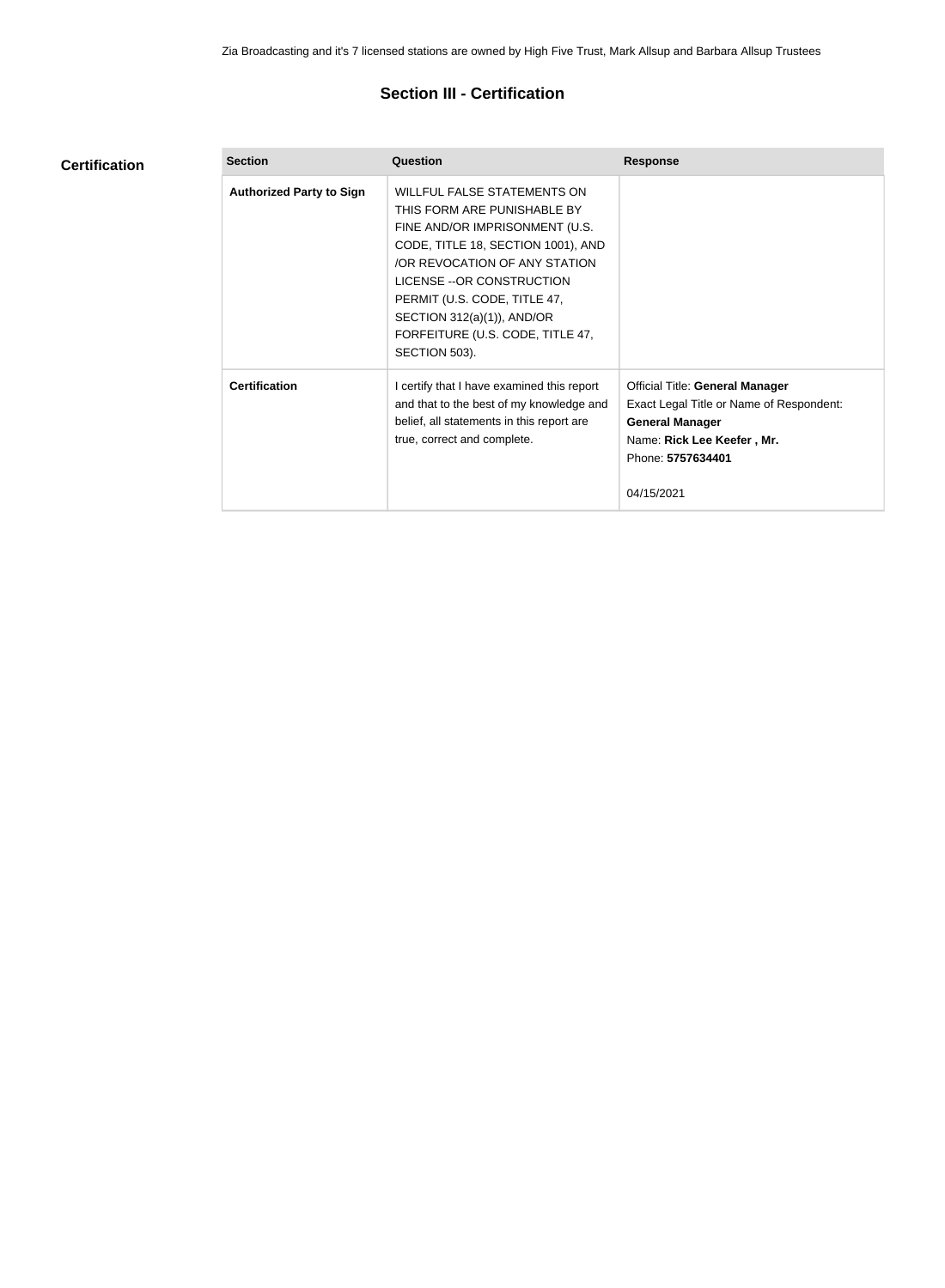Zia Broadcasting and it's 7 licensed stations are owned by High Five Trust, Mark Allsup and Barbara Allsup Trustees

## Section III - Certification

**Certification**

| Section | Question | Response |
| --- | --- | --- |
| **Authorized Party to Sign** | WILLFUL FALSE STATEMENTS ON THIS FORM ARE PUNISHABLE BY FINE AND/OR IMPRISONMENT (U.S. CODE, TITLE 18, SECTION 1001), AND /OR REVOCATION OF ANY STATION LICENSE --OR CONSTRUCTION PERMIT (U.S. CODE, TITLE 47, SECTION 312(a)(1)), AND/OR FORFEITURE (U.S. CODE, TITLE 47, SECTION 503). | |
| **Certification** | I certify that I have examined this report and that to the best of my knowledge and belief, all statements in this report are true, correct and complete. | Official Title: **General Manager**<br>Exact Legal Title or Name of Respondent: **General Manager**<br>Name: **Rick Lee Keefer , Mr.**<br>Phone: **5757634401**<br><br>04/15/2021 |